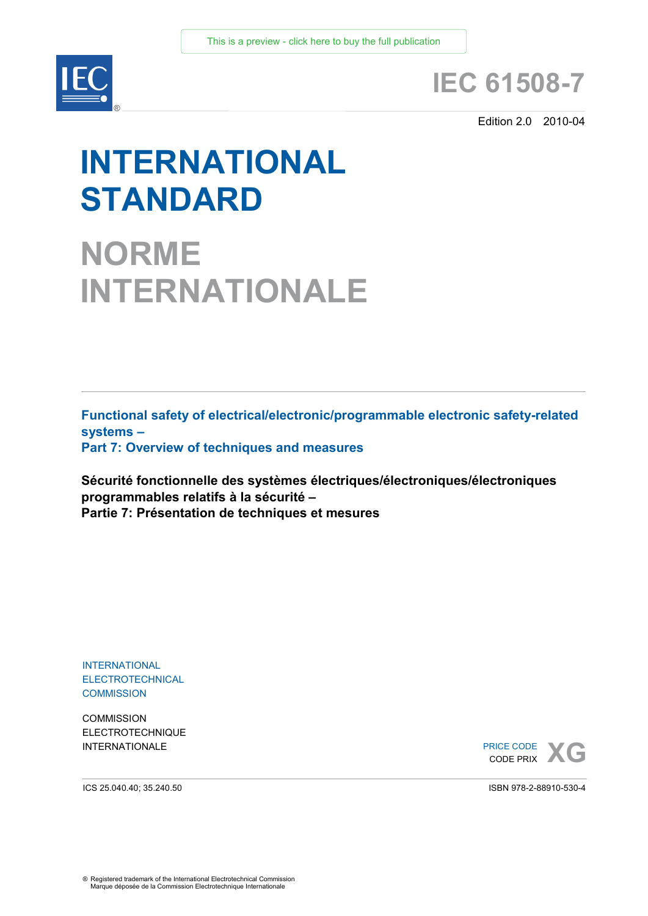This is a preview - click here to buy the full publication

IEC ®

# IEC 61508-7

Edition 2.0 2010-04

# INTERNATIONAL STANDARD

# NORME INTERNATIONALE

**Functional safety of electrical/electronic/programmable electronic safety-related systems –**
**Part 7: Overview of techniques and measures**

**Sécurité fonctionnelle des systèmes électriques/électroniques/électroniques programmables relatifs à la sécurité –**
**Partie 7: Présentation de techniques et mesures**

INTERNATIONAL
ELECTROTECHNICAL
COMMISSION

COMMISSION
ELECTROTECHNIQUE
INTERNATIONALE

PRICE CODE
CODE PRIX **XG**

ICS 25.040.40; 35.240.50

ISBN 978-2-88910-530-4

® Registered trademark of the International Electrotechnical Commission
Marque déposée de la Commission Electrotechnique Internationale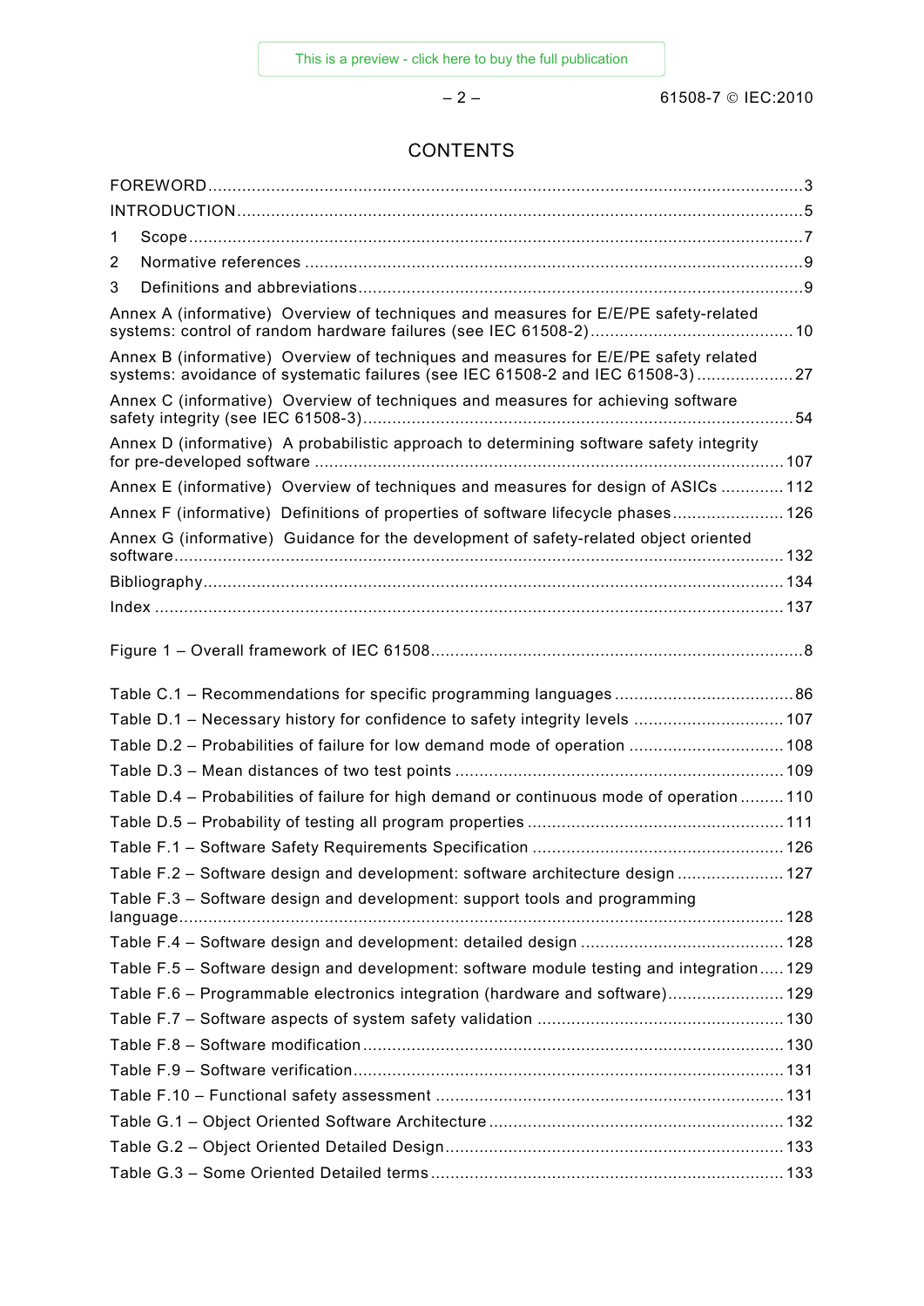# CONTENTS

FOREWORD ... 3

INTRODUCTION ... 5

1 Scope ... 7

2 Normative references ... 9

3 Definitions and abbreviations ... 9

Annex A (informative) Overview of techniques and measures for E/E/PE safety-related systems: control of random hardware failures (see IEC 61508-2) ... 10

Annex B (informative) Overview of techniques and measures for E/E/PE safety related systems: avoidance of systematic failures (see IEC 61508-2 and IEC 61508-3) ... 27

Annex C (informative) Overview of techniques and measures for achieving software safety integrity (see IEC 61508-3) ... 54

Annex D (informative) A probabilistic approach to determining software safety integrity for pre-developed software ... 107

Annex E (informative) Overview of techniques and measures for design of ASICs ... 112

Annex F (informative) Definitions of properties of software lifecycle phases ... 126

Annex G (informative) Guidance for the development of safety-related object oriented software ... 132

Bibliography ... 134

Index ... 137

Figure 1 – Overall framework of IEC 61508 ... 8

Table C.1 – Recommendations for specific programming languages ... 86

Table D.1 – Necessary history for confidence to safety integrity levels ... 107

Table D.2 – Probabilities of failure for low demand mode of operation ... 108

Table D.3 – Mean distances of two test points ... 109

Table D.4 – Probabilities of failure for high demand or continuous mode of operation ... 110

Table D.5 – Probability of testing all program properties ... 111

Table F.1 – Software Safety Requirements Specification ... 126

Table F.2 – Software design and development: software architecture design ... 127

Table F.3 – Software design and development: support tools and programming language ... 128

Table F.4 – Software design and development: detailed design ... 128

Table F.5 – Software design and development: software module testing and integration ... 129

Table F.6 – Programmable electronics integration (hardware and software) ... 129

Table F.7 – Software aspects of system safety validation ... 130

Table F.8 – Software modification ... 130

Table F.9 – Software verification ... 131

Table F.10 – Functional safety assessment ... 131

Table G.1 – Object Oriented Software Architecture ... 132

Table G.2 – Object Oriented Detailed Design ... 133

Table G.3 – Some Oriented Detailed terms ... 133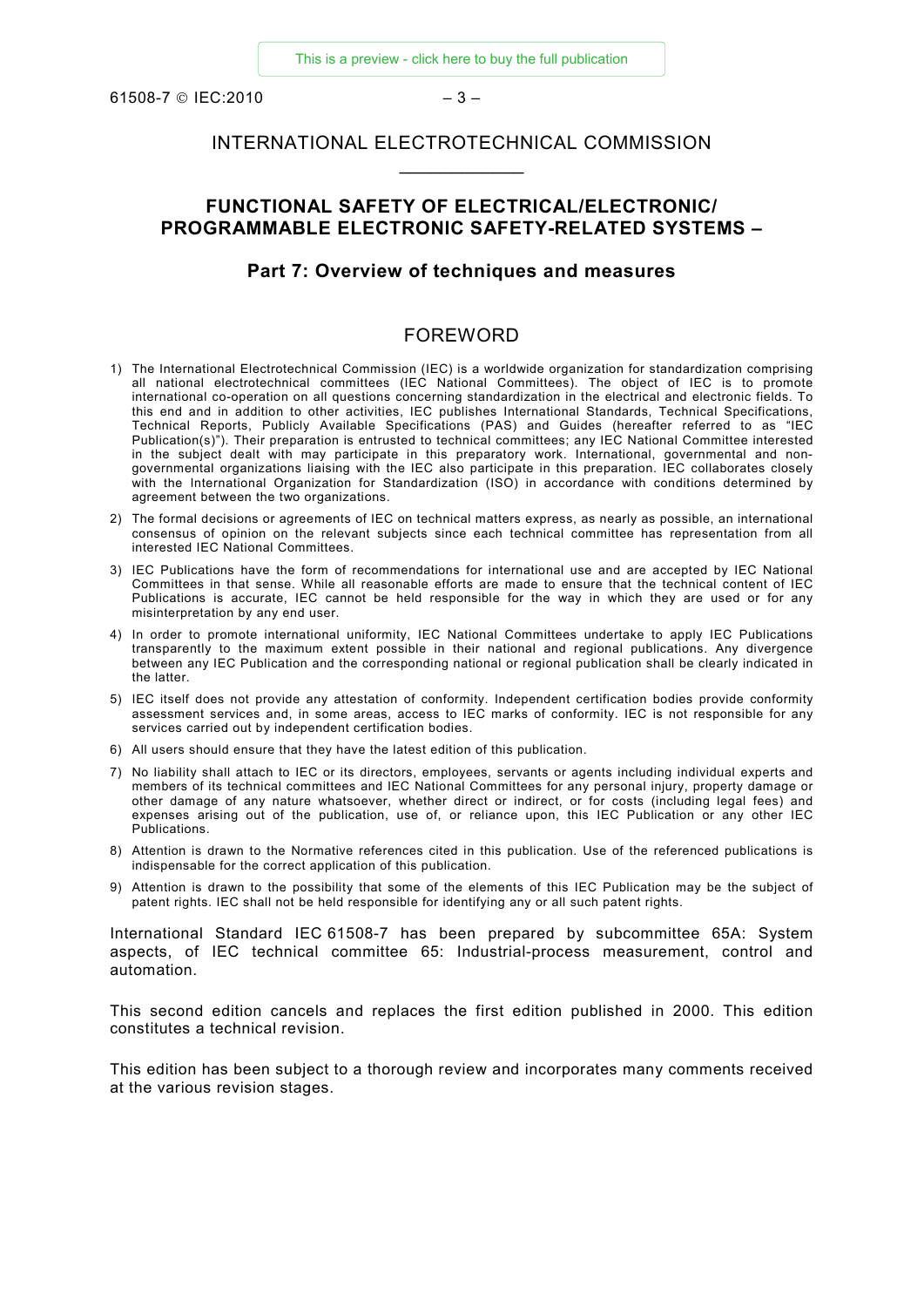INTERNATIONAL ELECTROTECHNICAL COMMISSION

____________

# FUNCTIONAL SAFETY OF ELECTRICAL/ELECTRONIC/ PROGRAMMABLE ELECTRONIC SAFETY-RELATED SYSTEMS –

## Part 7: Overview of techniques and measures

## FOREWORD

1) The International Electrotechnical Commission (IEC) is a worldwide organization for standardization comprising all national electrotechnical committees (IEC National Committees). The object of IEC is to promote international co-operation on all questions concerning standardization in the electrical and electronic fields. To this end and in addition to other activities, IEC publishes International Standards, Technical Specifications, Technical Reports, Publicly Available Specifications (PAS) and Guides (hereafter referred to as "IEC Publication(s)"). Their preparation is entrusted to technical committees; any IEC National Committee interested in the subject dealt with may participate in this preparatory work. International, governmental and non-governmental organizations liaising with the IEC also participate in this preparation. IEC collaborates closely with the International Organization for Standardization (ISO) in accordance with conditions determined by agreement between the two organizations.
2) The formal decisions or agreements of IEC on technical matters express, as nearly as possible, an international consensus of opinion on the relevant subjects since each technical committee has representation from all interested IEC National Committees.
3) IEC Publications have the form of recommendations for international use and are accepted by IEC National Committees in that sense. While all reasonable efforts are made to ensure that the technical content of IEC Publications is accurate, IEC cannot be held responsible for the way in which they are used or for any misinterpretation by any end user.
4) In order to promote international uniformity, IEC National Committees undertake to apply IEC Publications transparently to the maximum extent possible in their national and regional publications. Any divergence between any IEC Publication and the corresponding national or regional publication shall be clearly indicated in the latter.
5) IEC itself does not provide any attestation of conformity. Independent certification bodies provide conformity assessment services and, in some areas, access to IEC marks of conformity. IEC is not responsible for any services carried out by independent certification bodies.
6) All users should ensure that they have the latest edition of this publication.
7) No liability shall attach to IEC or its directors, employees, servants or agents including individual experts and members of its technical committees and IEC National Committees for any personal injury, property damage or other damage of any nature whatsoever, whether direct or indirect, or for costs (including legal fees) and expenses arising out of the publication, use of, or reliance upon, this IEC Publication or any other IEC Publications.
8) Attention is drawn to the Normative references cited in this publication. Use of the referenced publications is indispensable for the correct application of this publication.
9) Attention is drawn to the possibility that some of the elements of this IEC Publication may be the subject of patent rights. IEC shall not be held responsible for identifying any or all such patent rights.

International Standard IEC 61508-7 has been prepared by subcommittee 65A: System aspects, of IEC technical committee 65: Industrial-process measurement, control and automation.

This second edition cancels and replaces the first edition published in 2000. This edition constitutes a technical revision.

This edition has been subject to a thorough review and incorporates many comments received at the various revision stages.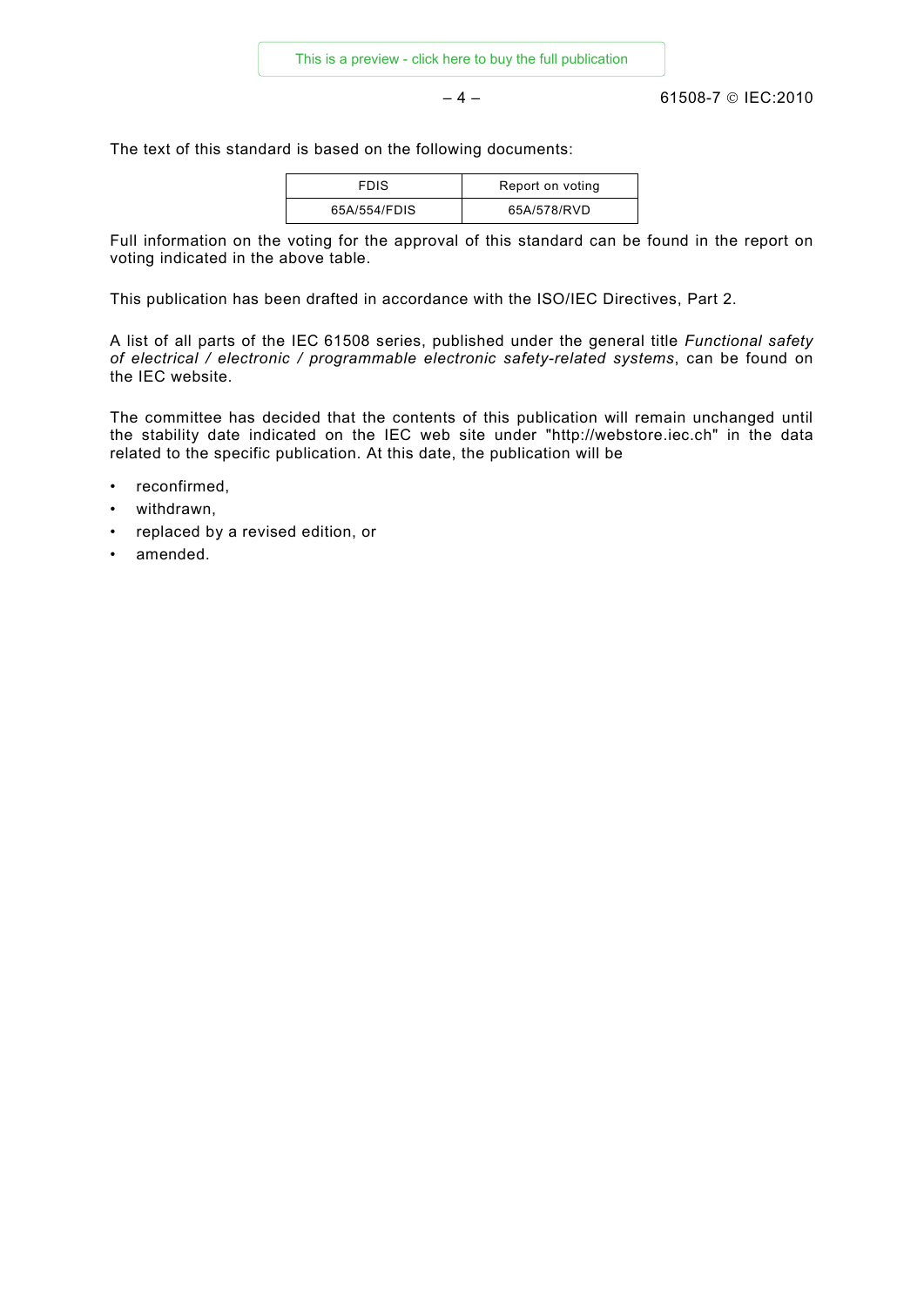The text of this standard is based on the following documents:

| FDIS | Report on voting |
| --- | --- |
| 65A/554/FDIS | 65A/578/RVD |

Full information on the voting for the approval of this standard can be found in the report on voting indicated in the above table.

This publication has been drafted in accordance with the ISO/IEC Directives, Part 2.

A list of all parts of the IEC 61508 series, published under the general title *Functional safety of electrical / electronic / programmable electronic safety-related systems*, can be found on the IEC website.

The committee has decided that the contents of this publication will remain unchanged until the stability date indicated on the IEC web site under "http://webstore.iec.ch" in the data related to the specific publication. At this date, the publication will be

- reconfirmed,
- withdrawn,
- replaced by a revised edition, or
- amended.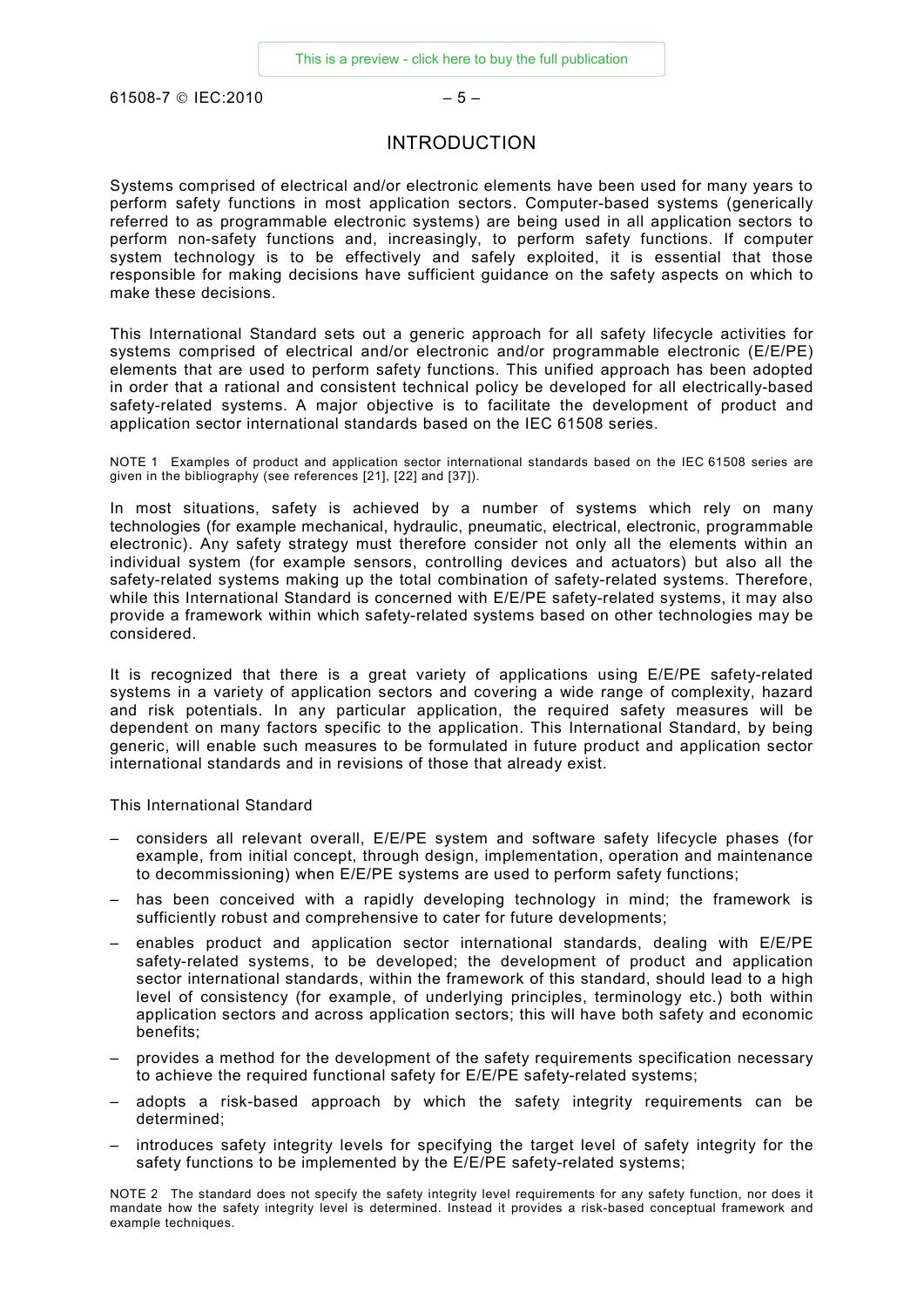# INTRODUCTION

Systems comprised of electrical and/or electronic elements have been used for many years to perform safety functions in most application sectors. Computer-based systems (generically referred to as programmable electronic systems) are being used in all application sectors to perform non-safety functions and, increasingly, to perform safety functions. If computer system technology is to be effectively and safely exploited, it is essential that those responsible for making decisions have sufficient guidance on the safety aspects on which to make these decisions.

This International Standard sets out a generic approach for all safety lifecycle activities for systems comprised of electrical and/or electronic and/or programmable electronic (E/E/PE) elements that are used to perform safety functions. This unified approach has been adopted in order that a rational and consistent technical policy be developed for all electrically-based safety-related systems. A major objective is to facilitate the development of product and application sector international standards based on the IEC 61508 series.

NOTE 1 Examples of product and application sector international standards based on the IEC 61508 series are given in the bibliography (see references [21], [22] and [37]).

In most situations, safety is achieved by a number of systems which rely on many technologies (for example mechanical, hydraulic, pneumatic, electrical, electronic, programmable electronic). Any safety strategy must therefore consider not only all the elements within an individual system (for example sensors, controlling devices and actuators) but also all the safety-related systems making up the total combination of safety-related systems. Therefore, while this International Standard is concerned with E/E/PE safety-related systems, it may also provide a framework within which safety-related systems based on other technologies may be considered.

It is recognized that there is a great variety of applications using E/E/PE safety-related systems in a variety of application sectors and covering a wide range of complexity, hazard and risk potentials. In any particular application, the required safety measures will be dependent on many factors specific to the application. This International Standard, by being generic, will enable such measures to be formulated in future product and application sector international standards and in revisions of those that already exist.

This International Standard

- considers all relevant overall, E/E/PE system and software safety lifecycle phases (for example, from initial concept, through design, implementation, operation and maintenance to decommissioning) when E/E/PE systems are used to perform safety functions;
- has been conceived with a rapidly developing technology in mind; the framework is sufficiently robust and comprehensive to cater for future developments;
- enables product and application sector international standards, dealing with E/E/PE safety-related systems, to be developed; the development of product and application sector international standards, within the framework of this standard, should lead to a high level of consistency (for example, of underlying principles, terminology etc.) both within application sectors and across application sectors; this will have both safety and economic benefits;
- provides a method for the development of the safety requirements specification necessary to achieve the required functional safety for E/E/PE safety-related systems;
- adopts a risk-based approach by which the safety integrity requirements can be determined;
- introduces safety integrity levels for specifying the target level of safety integrity for the safety functions to be implemented by the E/E/PE safety-related systems;

NOTE 2 The standard does not specify the safety integrity level requirements for any safety function, nor does it mandate how the safety integrity level is determined. Instead it provides a risk-based conceptual framework and example techniques.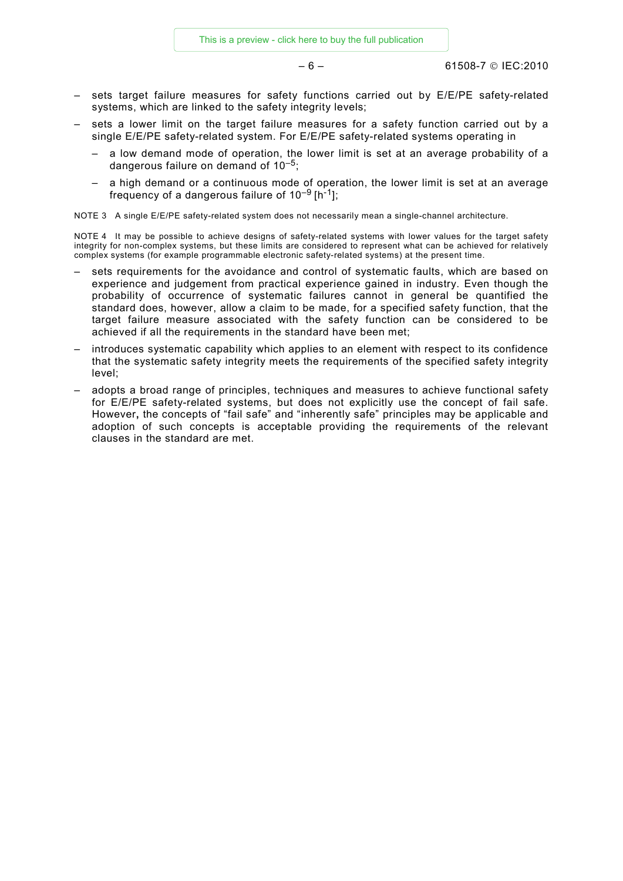– sets target failure measures for safety functions carried out by E/E/PE safety-related systems, which are linked to the safety integrity levels;

– sets a lower limit on the target failure measures for a safety function carried out by a single E/E/PE safety-related system. For E/E/PE safety-related systems operating in

  – a low demand mode of operation, the lower limit is set at an average probability of a dangerous failure on demand of $10^{-5}$;

  – a high demand or a continuous mode of operation, the lower limit is set at an average frequency of a dangerous failure of $10^{-9}$ [$h^{-1}$];

NOTE 3 A single E/E/PE safety-related system does not necessarily mean a single-channel architecture.

NOTE 4 It may be possible to achieve designs of safety-related systems with lower values for the target safety integrity for non-complex systems, but these limits are considered to represent what can be achieved for relatively complex systems (for example programmable electronic safety-related systems) at the present time.

– sets requirements for the avoidance and control of systematic faults, which are based on experience and judgement from practical experience gained in industry. Even though the probability of occurrence of systematic failures cannot in general be quantified the standard does, however, allow a claim to be made, for a specified safety function, that the target failure measure associated with the safety function can be considered to be achieved if all the requirements in the standard have been met;

– introduces systematic capability which applies to an element with respect to its confidence that the systematic safety integrity meets the requirements of the specified safety integrity level;

– adopts a broad range of principles, techniques and measures to achieve functional safety for E/E/PE safety-related systems, but does not explicitly use the concept of fail safe. However, the concepts of "fail safe" and "inherently safe" principles may be applicable and adoption of such concepts is acceptable providing the requirements of the relevant clauses in the standard are met.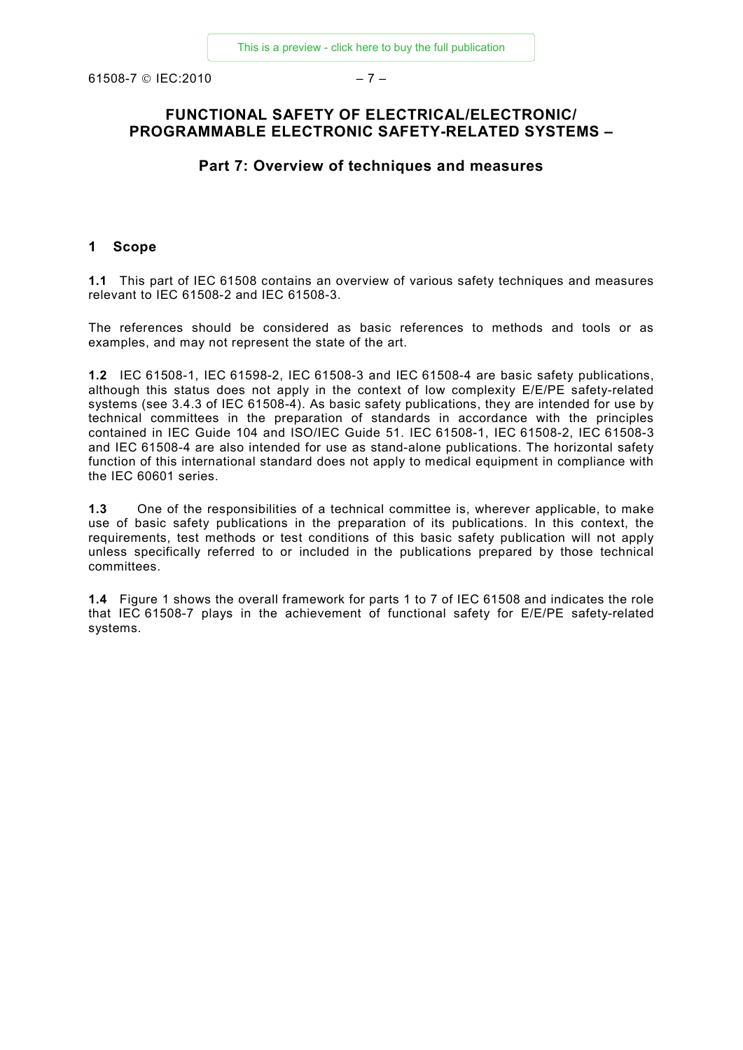# FUNCTIONAL SAFETY OF ELECTRICAL/ELECTRONIC/ PROGRAMMABLE ELECTRONIC SAFETY-RELATED SYSTEMS –

## Part 7: Overview of techniques and measures

## 1 Scope

**1.1** This part of IEC 61508 contains an overview of various safety techniques and measures relevant to IEC 61508-2 and IEC 61508-3.

The references should be considered as basic references to methods and tools or as examples, and may not represent the state of the art.

**1.2** IEC 61508-1, IEC 61598-2, IEC 61508-3 and IEC 61508-4 are basic safety publications, although this status does not apply in the context of low complexity E/E/PE safety-related systems (see 3.4.3 of IEC 61508-4). As basic safety publications, they are intended for use by technical committees in the preparation of standards in accordance with the principles contained in IEC Guide 104 and ISO/IEC Guide 51. IEC 61508-1, IEC 61508-2, IEC 61508-3 and IEC 61508-4 are also intended for use as stand-alone publications. The horizontal safety function of this international standard does not apply to medical equipment in compliance with the IEC 60601 series.

**1.3** One of the responsibilities of a technical committee is, wherever applicable, to make use of basic safety publications in the preparation of its publications. In this context, the requirements, test methods or test conditions of this basic safety publication will not apply unless specifically referred to or included in the publications prepared by those technical committees.

**1.4** Figure 1 shows the overall framework for parts 1 to 7 of IEC 61508 and indicates the role that IEC 61508-7 plays in the achievement of functional safety for E/E/PE safety-related systems.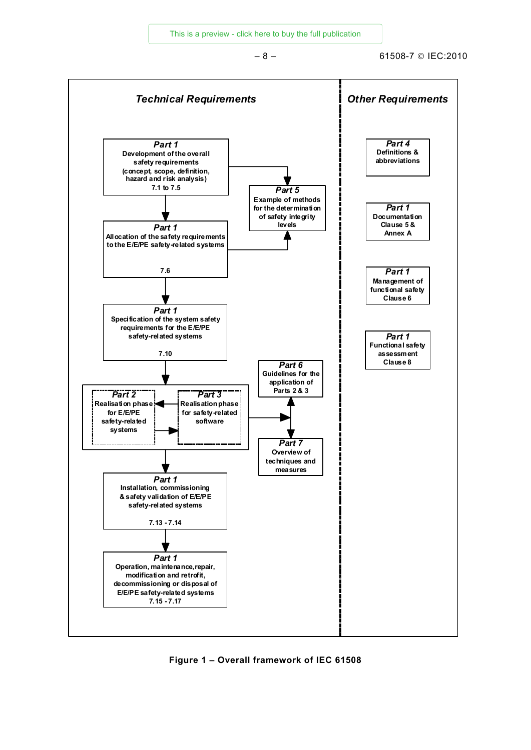**Technical Requirements**

**Part 1**
Development of the overall safety requirements (concept, scope, definition, hazard and risk analysis)
7.1 to 7.5

**Part 5**
Example of methods for the determination of safety integrity levels

**Part 1**
Allocation of the safety requirements to the E/E/PE safety-related systems
7.6

**Part 1**
Specification of the system safety requirements for the E/E/PE safety-related systems
7.10

**Part 6**
Guidelines for the application of Parts 2 & 3

**Part 2**
Realisation phase for E/E/PE safety-related systems

**Part 3**
Realisation phase for safety-related software

**Part 7**
Overview of techniques and measures

**Part 1**
Installation, commissioning & safety validation of E/E/PE safety-related systems
7.13 - 7.14

**Part 1**
Operation, maintenance, repair, modification and retrofit, decommissioning or disposal of E/E/PE safety-related systems
7.15 - 7.17

**Other Requirements**

**Part 4**
Definitions & abbreviations

**Part 1**
Documentation
Clause 5 & Annex A

**Part 1**
Management of functional safety
Clause 6

**Part 1**
Functional safety assessment
Clause 8

**Figure 1 – Overall framework of IEC 61508**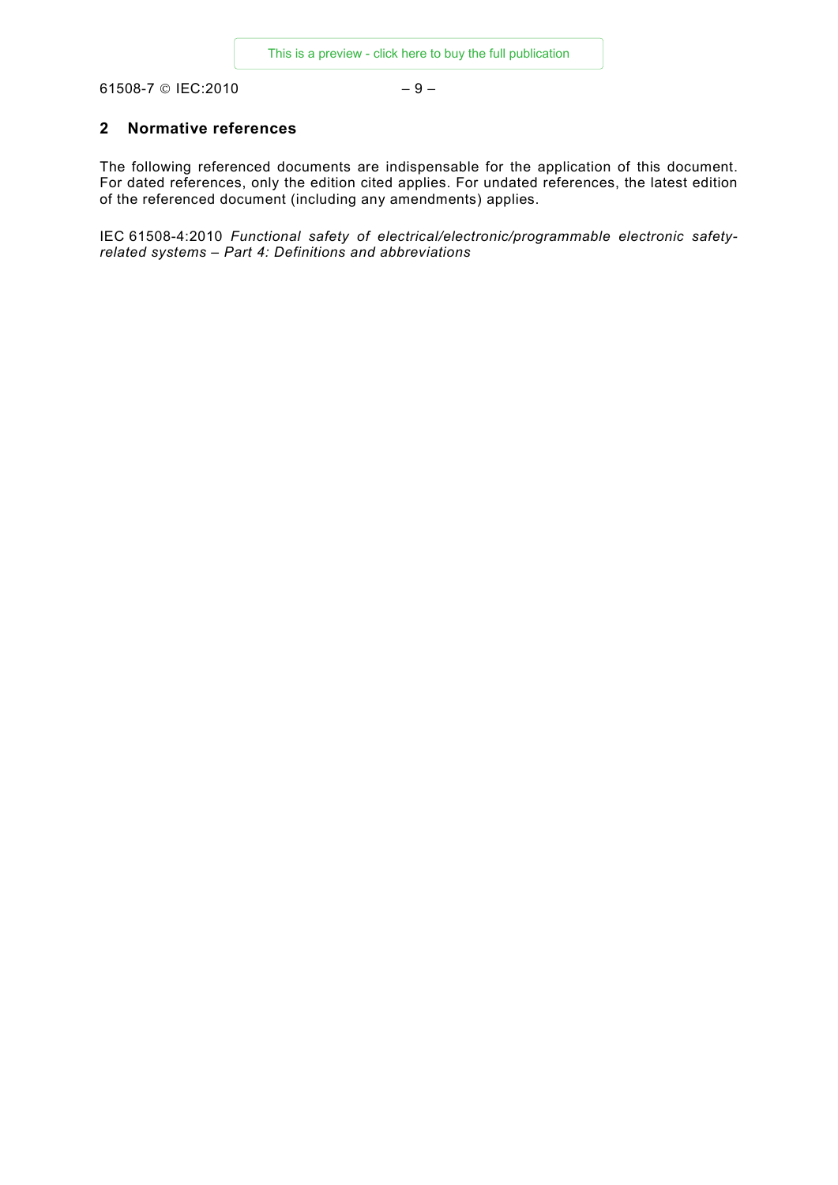## 2 Normative references

The following referenced documents are indispensable for the application of this document. For dated references, only the edition cited applies. For undated references, the latest edition of the referenced document (including any amendments) applies.

IEC 61508-4:2010 *Functional safety of electrical/electronic/programmable electronic safety-related systems – Part 4: Definitions and abbreviations*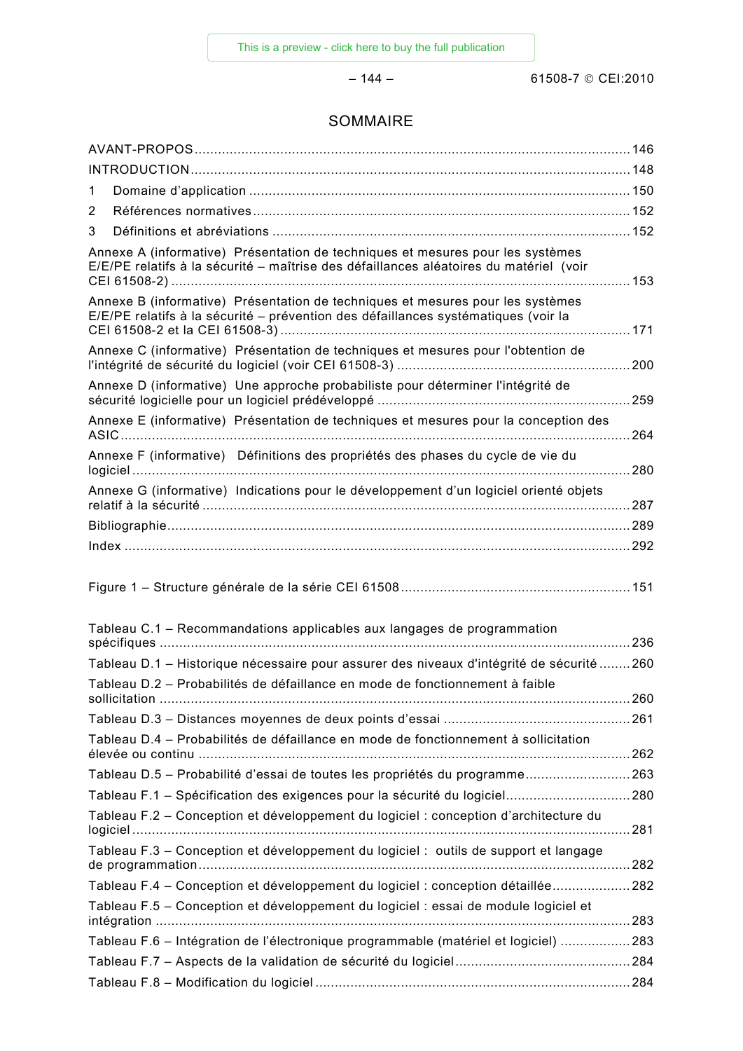# SOMMAIRE

AVANT-PROPOS ..... 146

INTRODUCTION ..... 148

1 Domaine d'application ..... 150

2 Références normatives ..... 152

3 Définitions et abréviations ..... 152

Annexe A (informative) Présentation de techniques et mesures pour les systèmes E/E/PE relatifs à la sécurité – maîtrise des défaillances aléatoires du matériel (voir CEI 61508-2) ..... 153

Annexe B (informative) Présentation de techniques et mesures pour les systèmes E/E/PE relatifs à la sécurité – prévention des défaillances systématiques (voir la CEI 61508-2 et la CEI 61508-3) ..... 171

Annexe C (informative) Présentation de techniques et mesures pour l'obtention de l'intégrité de sécurité du logiciel (voir CEI 61508-3) ..... 200

Annexe D (informative) Une approche probabiliste pour déterminer l'intégrité de sécurité logicielle pour un logiciel prédéveloppé ..... 259

Annexe E (informative) Présentation de techniques et mesures pour la conception des ASIC ..... 264

Annexe F (informative) Définitions des propriétés des phases du cycle de vie du logiciel ..... 280

Annexe G (informative) Indications pour le développement d'un logiciel orienté objets relatif à la sécurité ..... 287

Bibliographie ..... 289

Index ..... 292

Figure 1 – Structure générale de la série CEI 61508 ..... 151

Tableau C.1 – Recommandations applicables aux langages de programmation spécifiques ..... 236

Tableau D.1 – Historique nécessaire pour assurer des niveaux d'intégrité de sécurité ..... 260

Tableau D.2 – Probabilités de défaillance en mode de fonctionnement à faible sollicitation ..... 260

Tableau D.3 – Distances moyennes de deux points d'essai ..... 261

Tableau D.4 – Probabilités de défaillance en mode de fonctionnement à sollicitation élevée ou continu ..... 262

Tableau D.5 – Probabilité d'essai de toutes les propriétés du programme ..... 263

Tableau F.1 – Spécification des exigences pour la sécurité du logiciel ..... 280

Tableau F.2 – Conception et développement du logiciel : conception d'architecture du logiciel ..... 281

Tableau F.3 – Conception et développement du logiciel : outils de support et langage de programmation ..... 282

Tableau F.4 – Conception et développement du logiciel : conception détaillée ..... 282

Tableau F.5 – Conception et développement du logiciel : essai de module logiciel et intégration ..... 283

Tableau F.6 – Intégration de l'électronique programmable (matériel et logiciel) ..... 283

Tableau F.7 – Aspects de la validation de sécurité du logiciel ..... 284

Tableau F.8 – Modification du logiciel ..... 284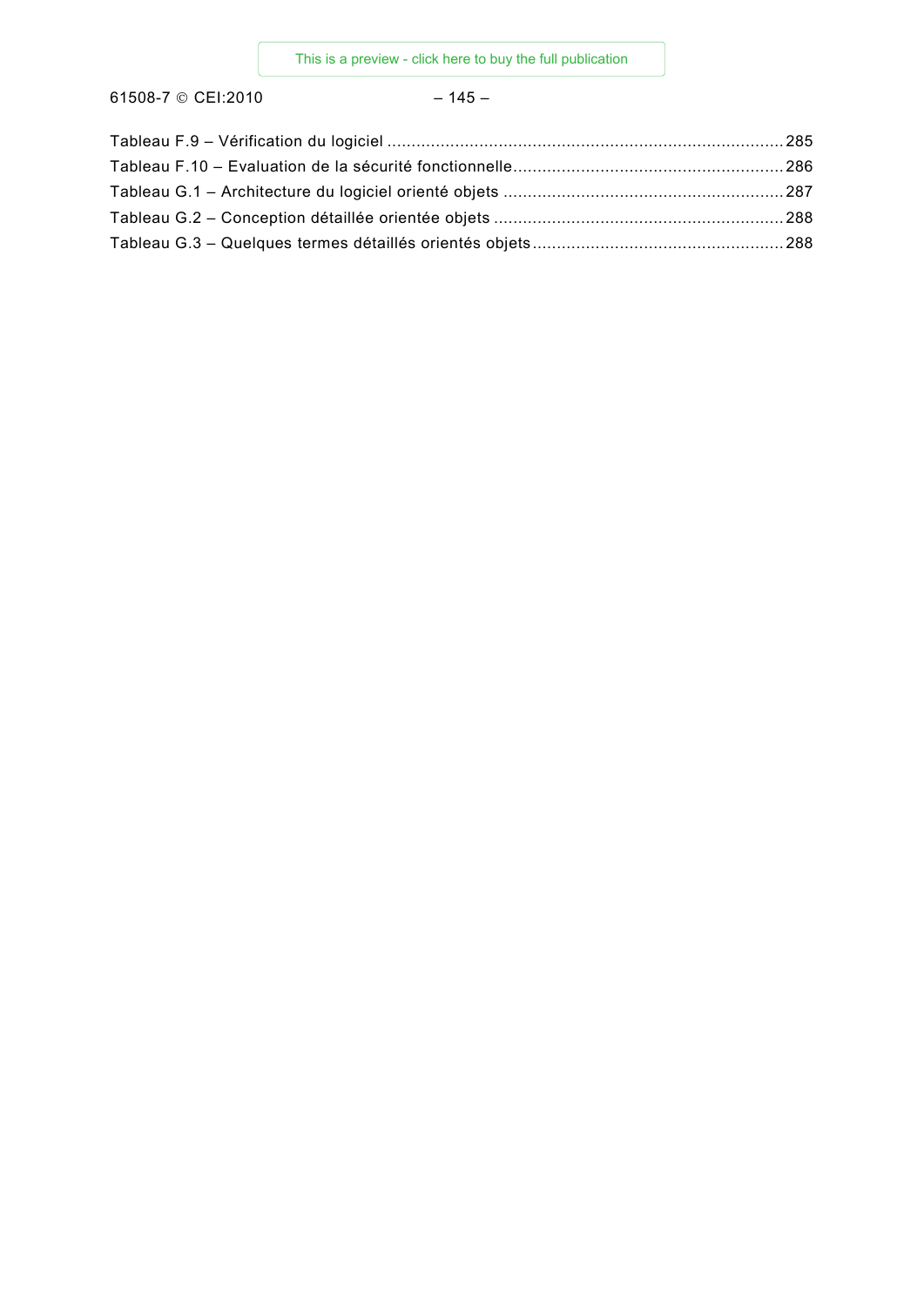Tableau F.9 – Vérification du logiciel ......................................................................................285
Tableau F.10 – Evaluation de la sécurité fonctionnelle.........................................................286
Tableau G.1 – Architecture du logiciel orienté objets ............................................................287
Tableau G.2 – Conception détaillée orientée objets ...............................................................288
Tableau G.3 – Quelques termes détaillés orientés objets.......................................................288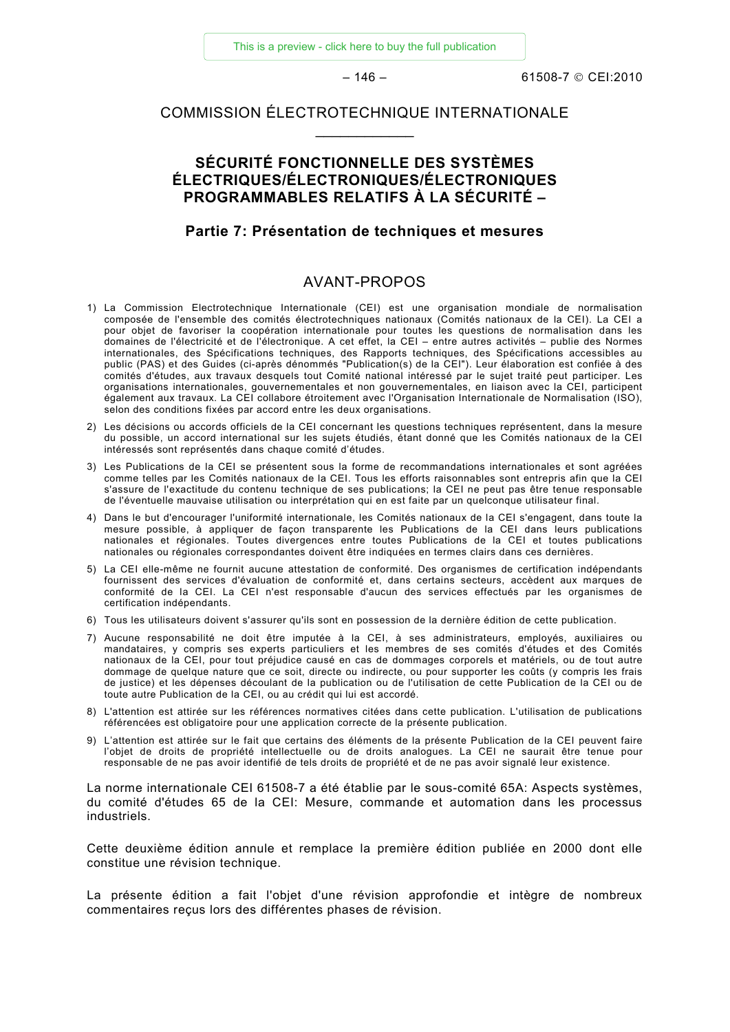# COMMISSION ÉLECTROTECHNIQUE INTERNATIONALE

\_\_\_\_\_\_\_\_\_\_\_\_

## SÉCURITÉ FONCTIONNELLE DES SYSTÈMES ÉLECTRIQUES/ÉLECTRONIQUES/ÉLECTRONIQUES PROGRAMMABLES RELATIFS À LA SÉCURITÉ –

### Partie 7: Présentation de techniques et mesures

## AVANT-PROPOS

1) La Commission Electrotechnique Internationale (CEI) est une organisation mondiale de normalisation composée de l'ensemble des comités électrotechniques nationaux (Comités nationaux de la CEI). La CEI a pour objet de favoriser la coopération internationale pour toutes les questions de normalisation dans les domaines de l'électricité et de l'électronique. A cet effet, la CEI – entre autres activités – publie des Normes internationales, des Spécifications techniques, des Rapports techniques, des Spécifications accessibles au public (PAS) et des Guides (ci-après dénommés "Publication(s) de la CEI"). Leur élaboration est confiée à des comités d'études, aux travaux desquels tout Comité national intéressé par le sujet traité peut participer. Les organisations internationales, gouvernementales et non gouvernementales, en liaison avec la CEI, participent également aux travaux. La CEI collabore étroitement avec l'Organisation Internationale de Normalisation (ISO), selon des conditions fixées par accord entre les deux organisations.
2) Les décisions ou accords officiels de la CEI concernant les questions techniques représentent, dans la mesure du possible, un accord international sur les sujets étudiés, étant donné que les Comités nationaux de la CEI intéressés sont représentés dans chaque comité d'études.
3) Les Publications de la CEI se présentent sous la forme de recommandations internationales et sont agréées comme telles par les Comités nationaux de la CEI. Tous les efforts raisonnables sont entrepris afin que la CEI s'assure de l'exactitude du contenu technique de ses publications; la CEI ne peut pas être tenue responsable de l'éventuelle mauvaise utilisation ou interprétation qui en est faite par un quelconque utilisateur final.
4) Dans le but d'encourager l'uniformité internationale, les Comités nationaux de la CEI s'engagent, dans toute la mesure possible, à appliquer de façon transparente les Publications de la CEI dans leurs publications nationales et régionales. Toutes divergences entre toutes Publications de la CEI et toutes publications nationales ou régionales correspondantes doivent être indiquées en termes clairs dans ces dernières.
5) La CEI elle-même ne fournit aucune attestation de conformité. Des organismes de certification indépendants fournissent des services d'évaluation de conformité et, dans certains secteurs, accèdent aux marques de conformité de la CEI. La CEI n'est responsable d'aucun des services effectués par les organismes de certification indépendants.
6) Tous les utilisateurs doivent s'assurer qu'ils sont en possession de la dernière édition de cette publication.
7) Aucune responsabilité ne doit être imputée à la CEI, à ses administrateurs, employés, auxiliaires ou mandataires, y compris ses experts particuliers et les membres de ses comités d'études et des Comités nationaux de la CEI, pour tout préjudice causé en cas de dommages corporels et matériels, ou de tout autre dommage de quelque nature que ce soit, directe ou indirecte, ou pour supporter les coûts (y compris les frais de justice) et les dépenses découlant de la publication ou de l'utilisation de cette Publication de la CEI ou de toute autre Publication de la CEI, ou au crédit qui lui est accordé.
8) L'attention est attirée sur les références normatives citées dans cette publication. L'utilisation de publications référencées est obligatoire pour une application correcte de la présente publication.
9) L'attention est attirée sur le fait que certains des éléments de la présente Publication de la CEI peuvent faire l'objet de droits de propriété intellectuelle ou de droits analogues. La CEI ne saurait être tenue pour responsable de ne pas avoir identifié de tels droits de propriété et de ne pas avoir signalé leur existence.

La norme internationale CEI 61508-7 a été établie par le sous-comité 65A: Aspects systèmes, du comité d'études 65 de la CEI: Mesure, commande et automation dans les processus industriels.

Cette deuxième édition annule et remplace la première édition publiée en 2000 dont elle constitue une révision technique.

La présente édition a fait l'objet d'une révision approfondie et intègre de nombreux commentaires reçus lors des différentes phases de révision.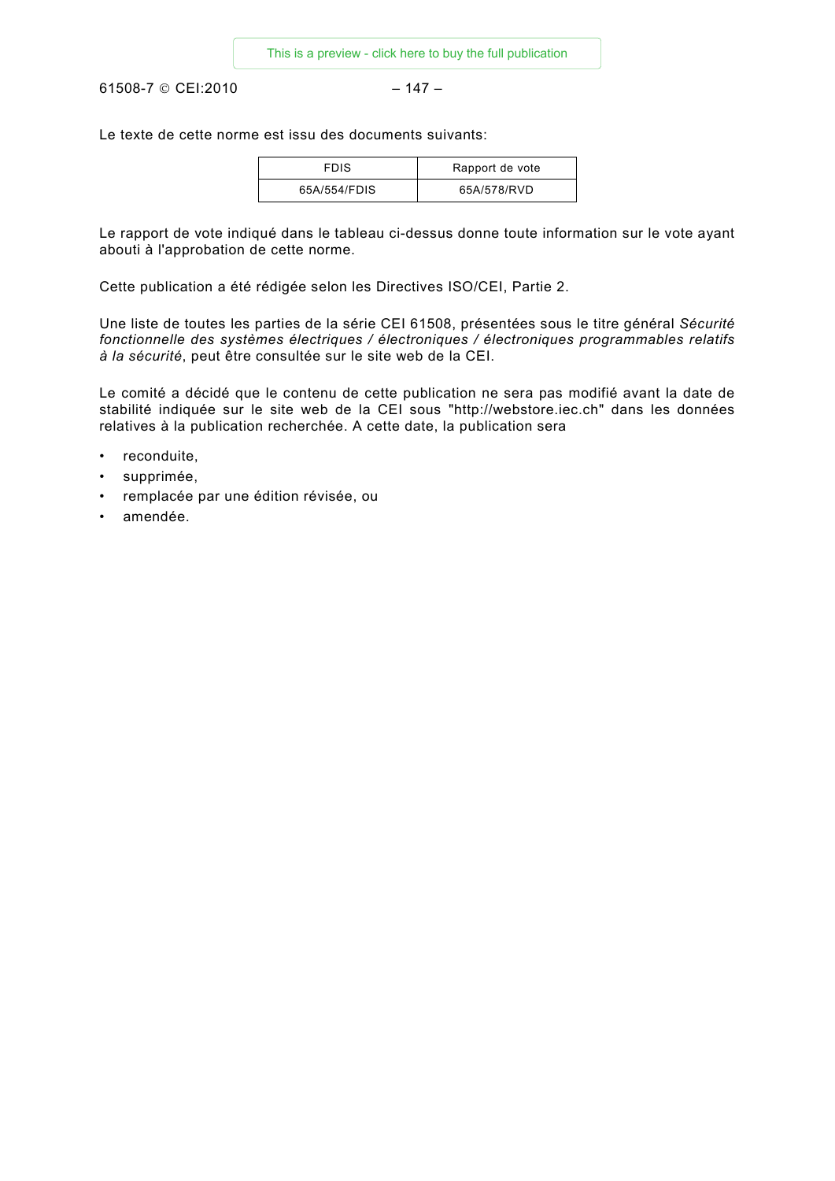Le texte de cette norme est issu des documents suivants:

| FDIS | Rapport de vote |
|---|---|
| 65A/554/FDIS | 65A/578/RVD |

Le rapport de vote indiqué dans le tableau ci-dessus donne toute information sur le vote ayant abouti à l'approbation de cette norme.

Cette publication a été rédigée selon les Directives ISO/CEI, Partie 2.

Une liste de toutes les parties de la série CEI 61508, présentées sous le titre général *Sécurité fonctionnelle des systèmes électriques / électroniques / électroniques programmables relatifs à la sécurité*, peut être consultée sur le site web de la CEI.

Le comité a décidé que le contenu de cette publication ne sera pas modifié avant la date de stabilité indiquée sur le site web de la CEI sous "http://webstore.iec.ch" dans les données relatives à la publication recherchée. A cette date, la publication sera

- reconduite,
- supprimée,
- remplacée par une édition révisée, ou
- amendée.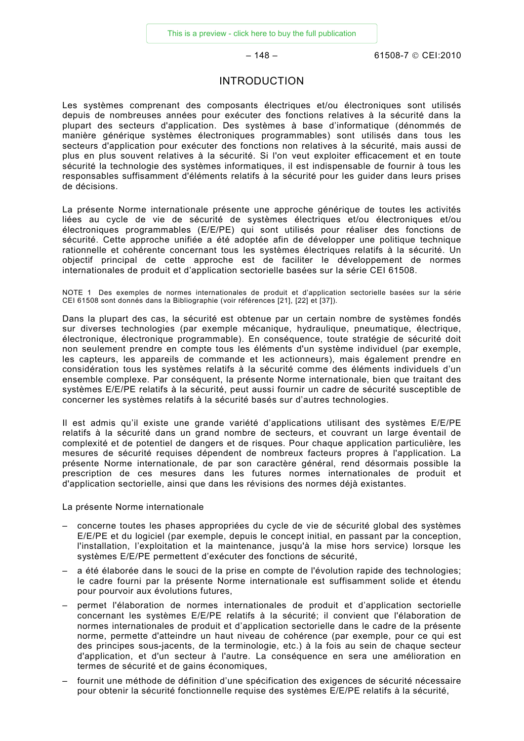# INTRODUCTION

Les systèmes comprenant des composants électriques et/ou électroniques sont utilisés depuis de nombreuses années pour exécuter des fonctions relatives à la sécurité dans la plupart des secteurs d'application. Des systèmes à base d'informatique (dénommés de manière générique systèmes électroniques programmables) sont utilisés dans tous les secteurs d'application pour exécuter des fonctions non relatives à la sécurité, mais aussi de plus en plus souvent relatives à la sécurité. Si l'on veut exploiter efficacement et en toute sécurité la technologie des systèmes informatiques, il est indispensable de fournir à tous les responsables suffisamment d'éléments relatifs à la sécurité pour les guider dans leurs prises de décisions.

La présente Norme internationale présente une approche générique de toutes les activités liées au cycle de vie de sécurité de systèmes électriques et/ou électroniques et/ou électroniques programmables (E/E/PE) qui sont utilisés pour réaliser des fonctions de sécurité. Cette approche unifiée a été adoptée afin de développer une politique technique rationnelle et cohérente concernant tous les systèmes électriques relatifs à la sécurité. Un objectif principal de cette approche est de faciliter le développement de normes internationales de produit et d'application sectorielle basées sur la série CEI 61508.

NOTE 1 Des exemples de normes internationales de produit et d'application sectorielle basées sur la série CEI 61508 sont donnés dans la Bibliographie (voir références [21], [22] et [37]).

Dans la plupart des cas, la sécurité est obtenue par un certain nombre de systèmes fondés sur diverses technologies (par exemple mécanique, hydraulique, pneumatique, électrique, électronique, électronique programmable). En conséquence, toute stratégie de sécurité doit non seulement prendre en compte tous les éléments d'un système individuel (par exemple, les capteurs, les appareils de commande et les actionneurs), mais également prendre en considération tous les systèmes relatifs à la sécurité comme des éléments individuels d'un ensemble complexe. Par conséquent, la présente Norme internationale, bien que traitant des systèmes E/E/PE relatifs à la sécurité, peut aussi fournir un cadre de sécurité susceptible de concerner les systèmes relatifs à la sécurité basés sur d'autres technologies.

Il est admis qu'il existe une grande variété d'applications utilisant des systèmes E/E/PE relatifs à la sécurité dans un grand nombre de secteurs, et couvrant un large éventail de complexité et de potentiel de dangers et de risques. Pour chaque application particulière, les mesures de sécurité requises dépendent de nombreux facteurs propres à l'application. La présente Norme internationale, de par son caractère général, rend désormais possible la prescription de ces mesures dans les futures normes internationales de produit et d'application sectorielle, ainsi que dans les révisions des normes déjà existantes.

La présente Norme internationale

- concerne toutes les phases appropriées du cycle de vie de sécurité global des systèmes E/E/PE et du logiciel (par exemple, depuis le concept initial, en passant par la conception, l'installation, l'exploitation et la maintenance, jusqu'à la mise hors service) lorsque les systèmes E/E/PE permettent d'exécuter des fonctions de sécurité,
- a été élaborée dans le souci de la prise en compte de l'évolution rapide des technologies; le cadre fourni par la présente Norme internationale est suffisamment solide et étendu pour pourvoir aux évolutions futures,
- permet l'élaboration de normes internationales de produit et d'application sectorielle concernant les systèmes E/E/PE relatifs à la sécurité; il convient que l'élaboration de normes internationales de produit et d'application sectorielle dans le cadre de la présente norme, permette d'atteindre un haut niveau de cohérence (par exemple, pour ce qui est des principes sous-jacents, de la terminologie, etc.) à la fois au sein de chaque secteur d'application, et d'un secteur à l'autre. La conséquence en sera une amélioration en termes de sécurité et de gains économiques,
- fournit une méthode de définition d'une spécification des exigences de sécurité nécessaire pour obtenir la sécurité fonctionnelle requise des systèmes E/E/PE relatifs à la sécurité,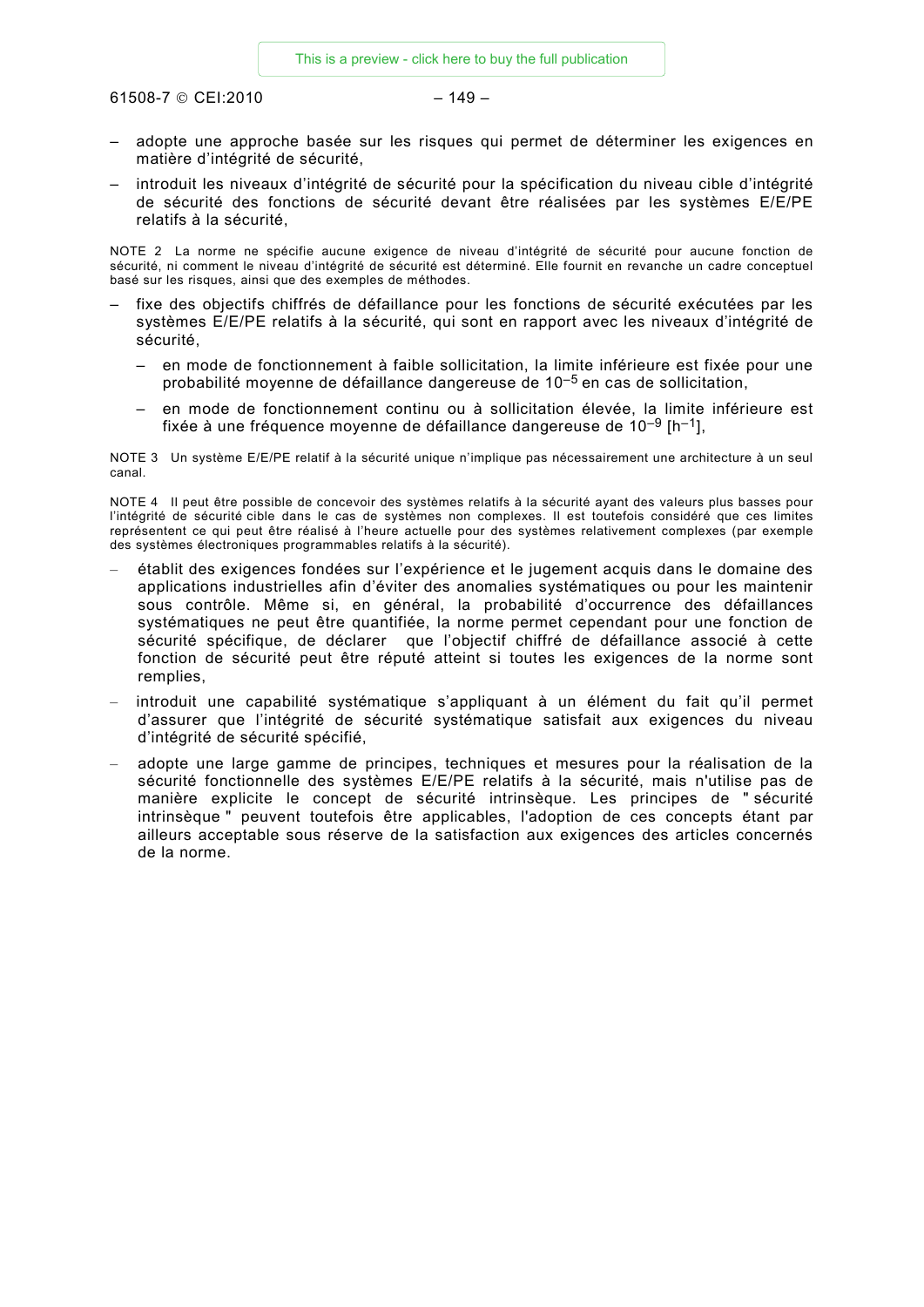- adopte une approche basée sur les risques qui permet de déterminer les exigences en matière d'intégrité de sécurité,
- introduit les niveaux d'intégrité de sécurité pour la spécification du niveau cible d'intégrité de sécurité des fonctions de sécurité devant être réalisées par les systèmes E/E/PE relatifs à la sécurité,

NOTE 2 La norme ne spécifie aucune exigence de niveau d'intégrité de sécurité pour aucune fonction de sécurité, ni comment le niveau d'intégrité de sécurité est déterminé. Elle fournit en revanche un cadre conceptuel basé sur les risques, ainsi que des exemples de méthodes.

- fixe des objectifs chiffrés de défaillance pour les fonctions de sécurité exécutées par les systèmes E/E/PE relatifs à la sécurité, qui sont en rapport avec les niveaux d'intégrité de sécurité,
  - en mode de fonctionnement à faible sollicitation, la limite inférieure est fixée pour une probabilité moyenne de défaillance dangereuse de $10^{-5}$ en cas de sollicitation,
  - en mode de fonctionnement continu ou à sollicitation élevée, la limite inférieure est fixée à une fréquence moyenne de défaillance dangereuse de $10^{-9}$ [$h^{-1}$],

NOTE 3 Un système E/E/PE relatif à la sécurité unique n'implique pas nécessairement une architecture à un seul canal.

NOTE 4 Il peut être possible de concevoir des systèmes relatifs à la sécurité ayant des valeurs plus basses pour l'intégrité de sécurité cible dans le cas de systèmes non complexes. Il est toutefois considéré que ces limites représentent ce qui peut être réalisé à l'heure actuelle pour des systèmes relativement complexes (par exemple des systèmes électroniques programmables relatifs à la sécurité).

- établit des exigences fondées sur l'expérience et le jugement acquis dans le domaine des applications industrielles afin d'éviter des anomalies systématiques ou pour les maintenir sous contrôle. Même si, en général, la probabilité d'occurrence des défaillances systématiques ne peut être quantifiée, la norme permet cependant pour une fonction de sécurité spécifique, de déclarer que l'objectif chiffré de défaillance associé à cette fonction de sécurité peut être réputé atteint si toutes les exigences de la norme sont remplies,
- introduit une capabilité systématique s'appliquant à un élément du fait qu'il permet d'assurer que l'intégrité de sécurité systématique satisfait aux exigences du niveau d'intégrité de sécurité spécifié,
- adopte une large gamme de principes, techniques et mesures pour la réalisation de la sécurité fonctionnelle des systèmes E/E/PE relatifs à la sécurité, mais n'utilise pas de manière explicite le concept de sécurité intrinsèque. Les principes de " sécurité intrinsèque " peuvent toutefois être applicables, l'adoption de ces concepts étant par ailleurs acceptable sous réserve de la satisfaction aux exigences des articles concernés de la norme.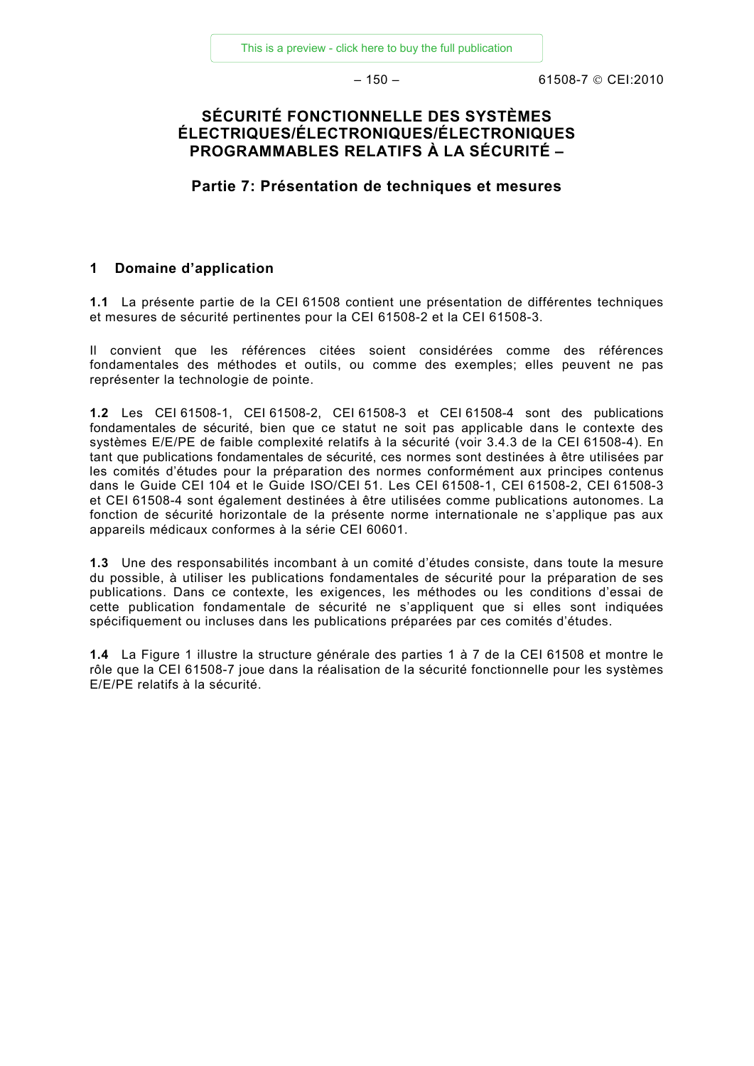# SÉCURITÉ FONCTIONNELLE DES SYSTÈMES ÉLECTRIQUES/ÉLECTRONIQUES/ÉLECTRONIQUES PROGRAMMABLES RELATIFS À LA SÉCURITÉ –

## Partie 7: Présentation de techniques et mesures

## 1 Domaine d'application

**1.1** La présente partie de la CEI 61508 contient une présentation de différentes techniques et mesures de sécurité pertinentes pour la CEI 61508-2 et la CEI 61508-3.

Il convient que les références citées soient considérées comme des références fondamentales des méthodes et outils, ou comme des exemples; elles peuvent ne pas représenter la technologie de pointe.

**1.2** Les CEI 61508-1, CEI 61508-2, CEI 61508-3 et CEI 61508-4 sont des publications fondamentales de sécurité, bien que ce statut ne soit pas applicable dans le contexte des systèmes E/E/PE de faible complexité relatifs à la sécurité (voir 3.4.3 de la CEI 61508-4). En tant que publications fondamentales de sécurité, ces normes sont destinées à être utilisées par les comités d'études pour la préparation des normes conformément aux principes contenus dans le Guide CEI 104 et le Guide ISO/CEI 51. Les CEI 61508-1, CEI 61508-2, CEI 61508-3 et CEI 61508-4 sont également destinées à être utilisées comme publications autonomes. La fonction de sécurité horizontale de la présente norme internationale ne s'applique pas aux appareils médicaux conformes à la série CEI 60601.

**1.3** Une des responsabilités incombant à un comité d'études consiste, dans toute la mesure du possible, à utiliser les publications fondamentales de sécurité pour la préparation de ses publications. Dans ce contexte, les exigences, les méthodes ou les conditions d'essai de cette publication fondamentale de sécurité ne s'appliquent que si elles sont indiquées spécifiquement ou incluses dans les publications préparées par ces comités d'études.

**1.4** La Figure 1 illustre la structure générale des parties 1 à 7 de la CEI 61508 et montre le rôle que la CEI 61508-7 joue dans la réalisation de la sécurité fonctionnelle pour les systèmes E/E/PE relatifs à la sécurité.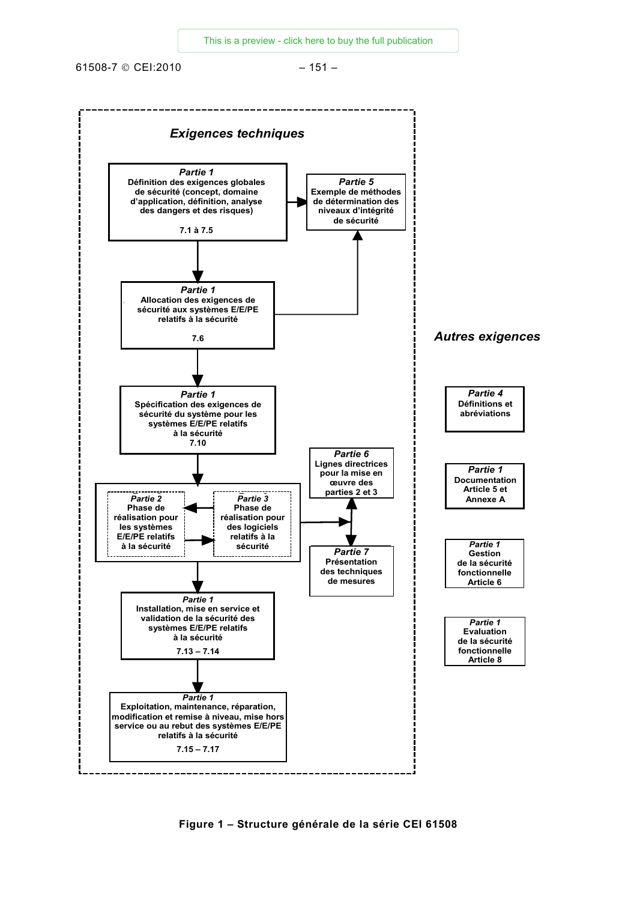**Exigences techniques**

**Partie 1**
Définition des exigences globales de sécurité (concept, domaine d'application, définition, analyse des dangers et des risques)
7.1 à 7.5

**Partie 5**
Exemple de méthodes de détermination des niveaux d'intégrité de sécurité

**Partie 1**
Allocation des exigences de sécurité aux systèmes E/E/PE relatifs à la sécurité
7.6

**Partie 1**
Spécification des exigences de sécurité du système pour les systèmes E/E/PE relatifs à la sécurité
7.10

**Partie 6**
Lignes directrices pour la mise en œuvre des parties 2 et 3

**Partie 2**
Phase de réalisation pour les systèmes E/E/PE relatifs à la sécurité

**Partie 3**
Phase de réalisation pour des logiciels relatifs à la sécurité

**Partie 7**
Présentation des techniques de mesures

**Partie 1**
Installation, mise en service et validation de la sécurité des systèmes E/E/PE relatifs à la sécurité
7.13 – 7.14

**Partie 1**
Exploitation, maintenance, réparation, modification et remise à niveau, mise hors service ou au rebut des systèmes E/E/PE relatifs à la sécurité
7.15 – 7.17

**Autres exigences**

**Partie 4**
Définitions et abréviations

**Partie 1**
Documentation Article 5 et Annexe A

**Partie 1**
Gestion de la sécurité fonctionnelle Article 6

**Partie 1**
Evaluation de la sécurité fonctionnelle Article 8

**Figure 1 – Structure générale de la série CEI 61508**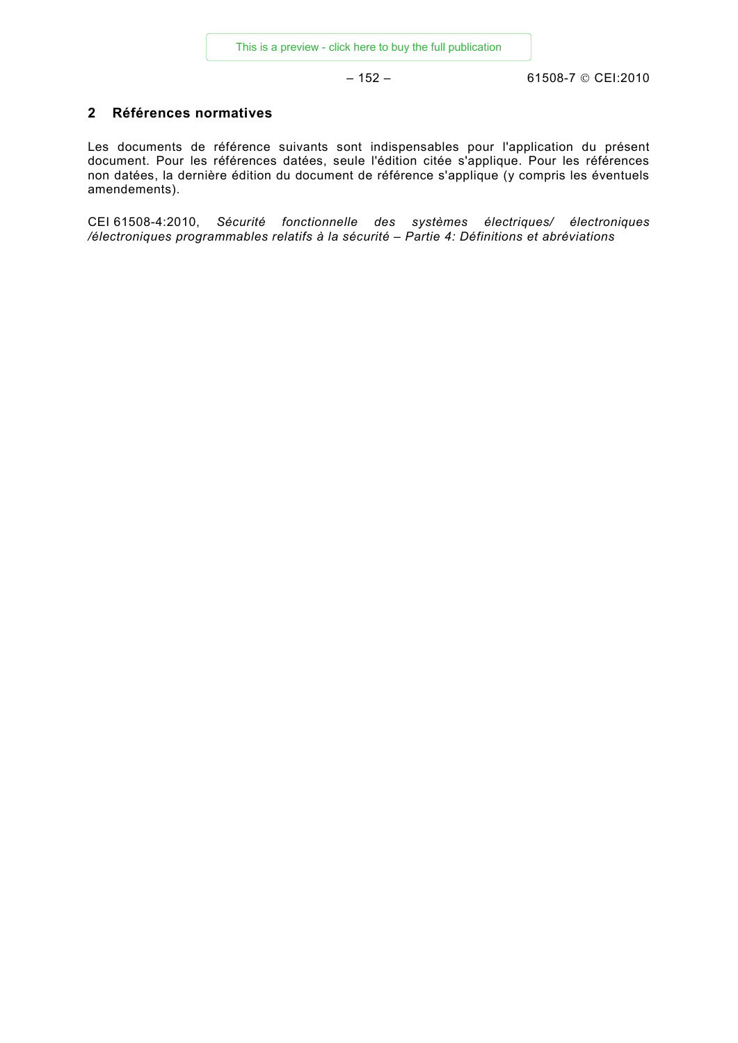## 2 Références normatives

Les documents de référence suivants sont indispensables pour l'application du présent document. Pour les références datées, seule l'édition citée s'applique. Pour les références non datées, la dernière édition du document de référence s'applique (y compris les éventuels amendements).

CEI 61508-4:2010, *Sécurité fonctionnelle des systèmes électriques/ électroniques /électroniques programmables relatifs à la sécurité – Partie 4: Définitions et abréviations*